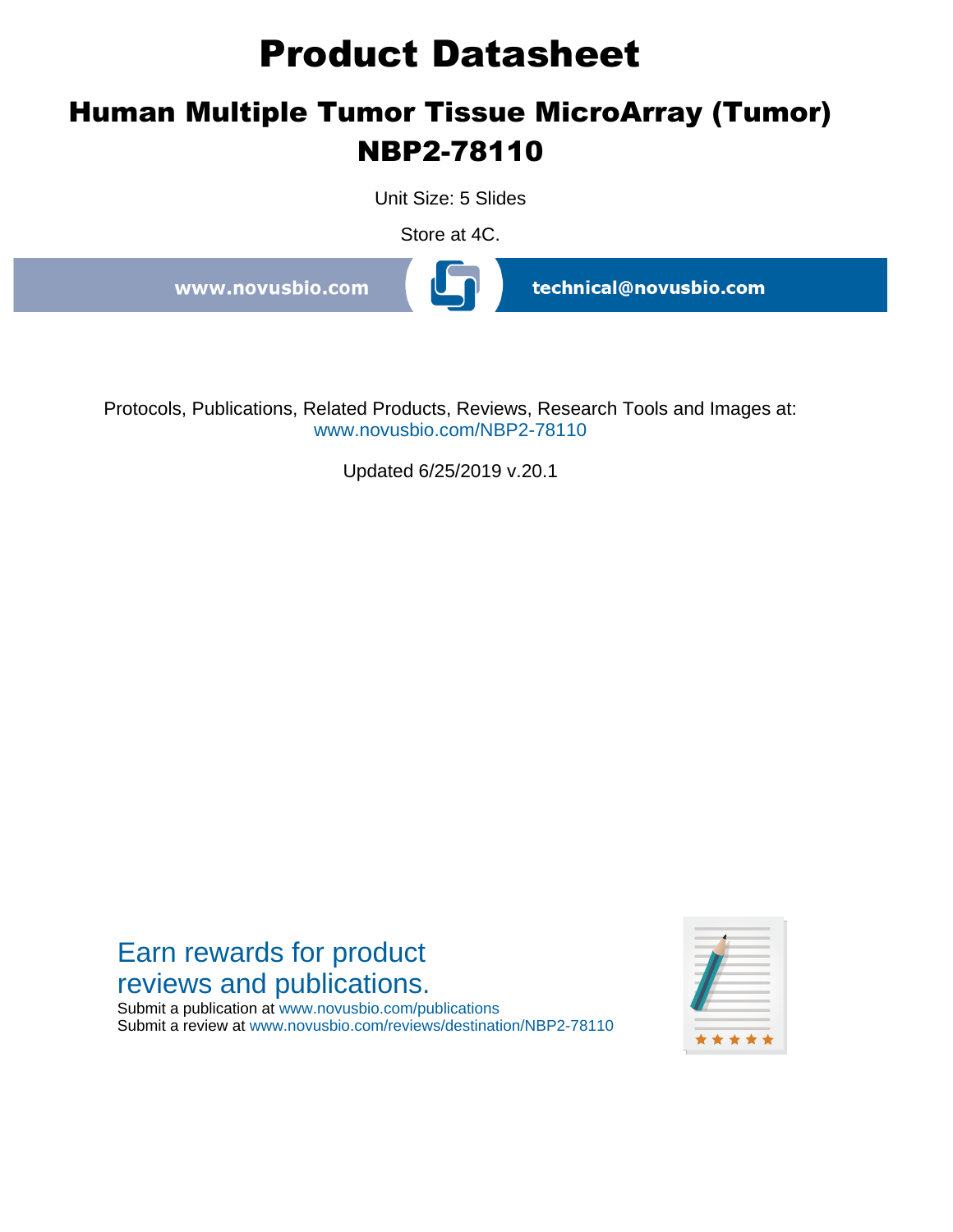# Product Datasheet

## Human Multiple Tumor Tissue MicroArray (Tumor) NBP2-78110

Unit Size: 5 Slides

Store at 4C.

www.novusbio.com

technical@novusbio.com

Protocols, Publications, Related Products, Reviews, Research Tools and Images at:
www.novusbio.com/NBP2-78110

Updated 6/25/2019 v.20.1

Earn rewards for product reviews and publications.

Submit a publication at www.novusbio.com/publications
Submit a review at www.novusbio.com/reviews/destination/NBP2-78110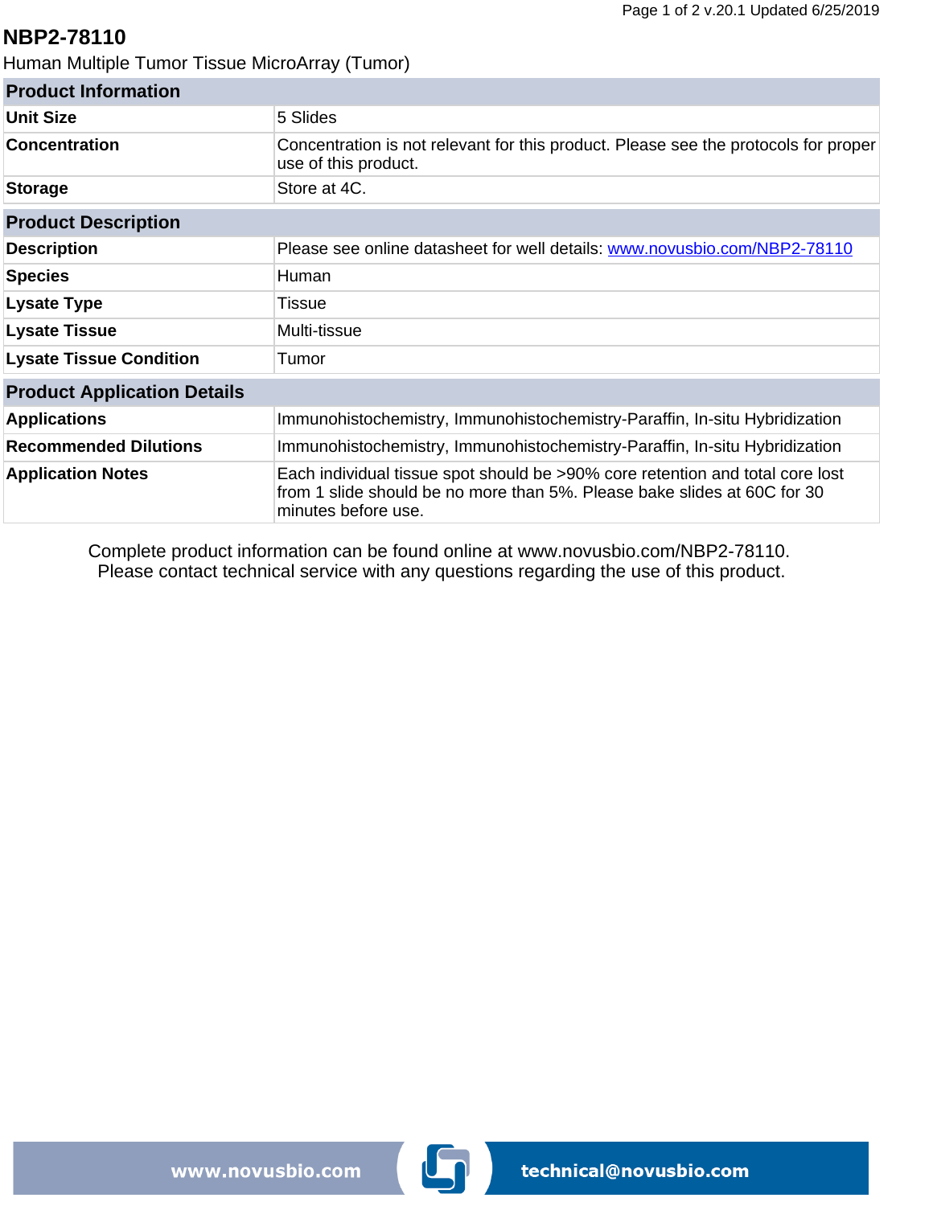# NBP2-78110

Human Multiple Tumor Tissue MicroArray (Tumor)

| Product Information | |
|---|---|
| **Unit Size** | 5 Slides |
| **Concentration** | Concentration is not relevant for this product. Please see the protocols for proper use of this product. |
| **Storage** | Store at 4C. |

| Product Description | |
|---|---|
| **Description** | Please see online datasheet for well details: [www.novusbio.com/NBP2-78110](www.novusbio.com/NBP2-78110) |
| **Species** | Human |
| **Lysate Type** | Tissue |
| **Lysate Tissue** | Multi-tissue |
| **Lysate Tissue Condition** | Tumor |

| Product Application Details | |
|---|---|
| **Applications** | Immunohistochemistry, Immunohistochemistry-Paraffin, In-situ Hybridization |
| **Recommended Dilutions** | Immunohistochemistry, Immunohistochemistry-Paraffin, In-situ Hybridization |
| **Application Notes** | Each individual tissue spot should be >90% core retention and total core lost from 1 slide should be no more than 5%. Please bake slides at 60C for 30 minutes before use. |

Complete product information can be found online at www.novusbio.com/NBP2-78110.
Please contact technical service with any questions regarding the use of this product.

www.novusbio.com technical@novusbio.com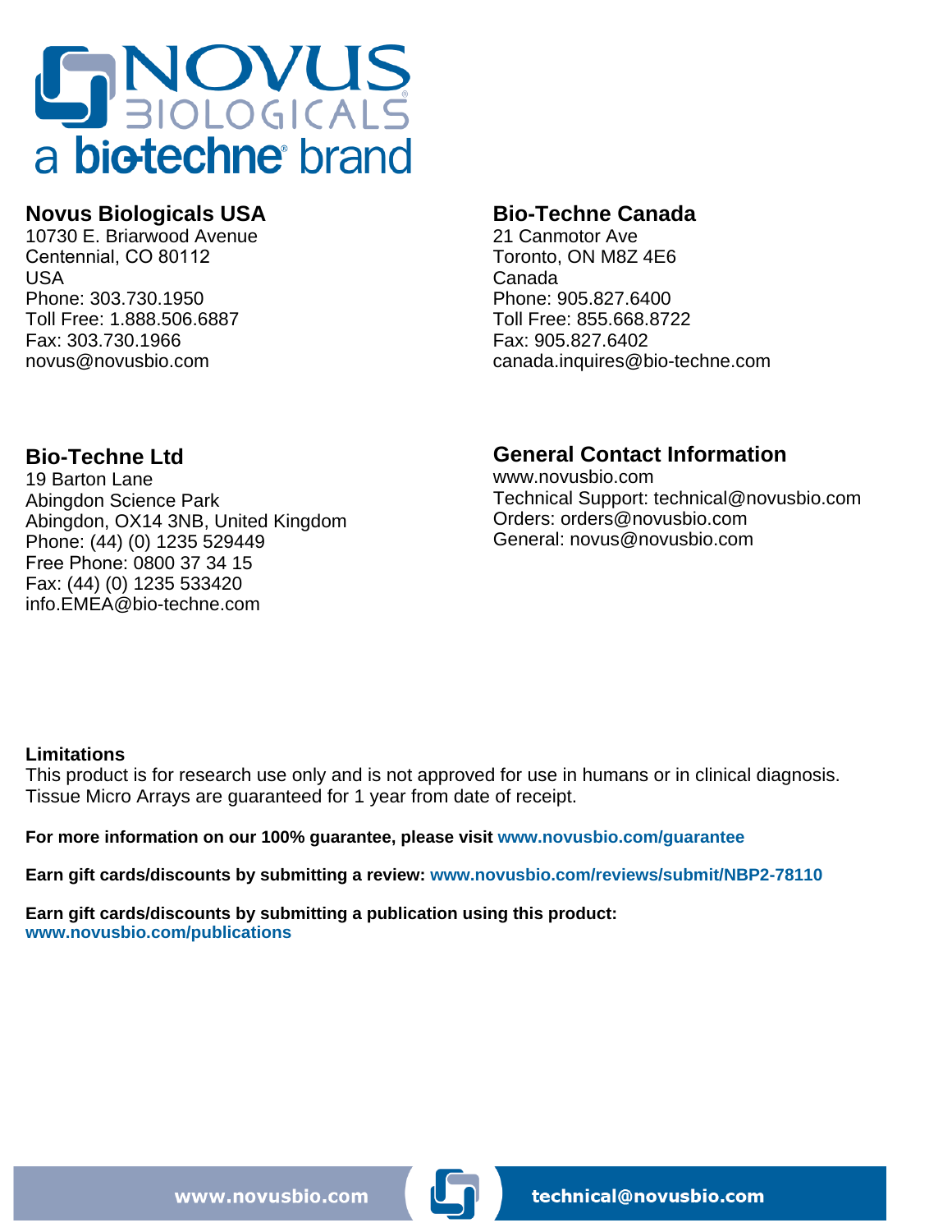## Novus Biologicals USA

10730 E. Briarwood Avenue
Centennial, CO 80112
USA
Phone: 303.730.1950
Toll Free: 1.888.506.6887
Fax: 303.730.1966
novus@novusbio.com

## Bio-Techne Canada

21 Canmotor Ave
Toronto, ON M8Z 4E6
Canada
Phone: 905.827.6400
Toll Free: 855.668.8722
Fax: 905.827.6402
canada.inquires@bio-techne.com

## Bio-Techne Ltd

19 Barton Lane
Abingdon Science Park
Abingdon, OX14 3NB, United Kingdom
Phone: (44) (0) 1235 529449
Free Phone: 0800 37 34 15
Fax: (44) (0) 1235 533420
info.EMEA@bio-techne.com

## General Contact Information

www.novusbio.com
Technical Support: technical@novusbio.com
Orders: orders@novusbio.com
General: novus@novusbio.com

**Limitations**

This product is for research use only and is not approved for use in humans or in clinical diagnosis. Tissue Micro Arrays are guaranteed for 1 year from date of receipt.

**For more information on our 100% guarantee, please visit www.novusbio.com/guarantee**

**Earn gift cards/discounts by submitting a review: www.novusbio.com/reviews/submit/NBP2-78110**

**Earn gift cards/discounts by submitting a publication using this product:**
**www.novusbio.com/publications**